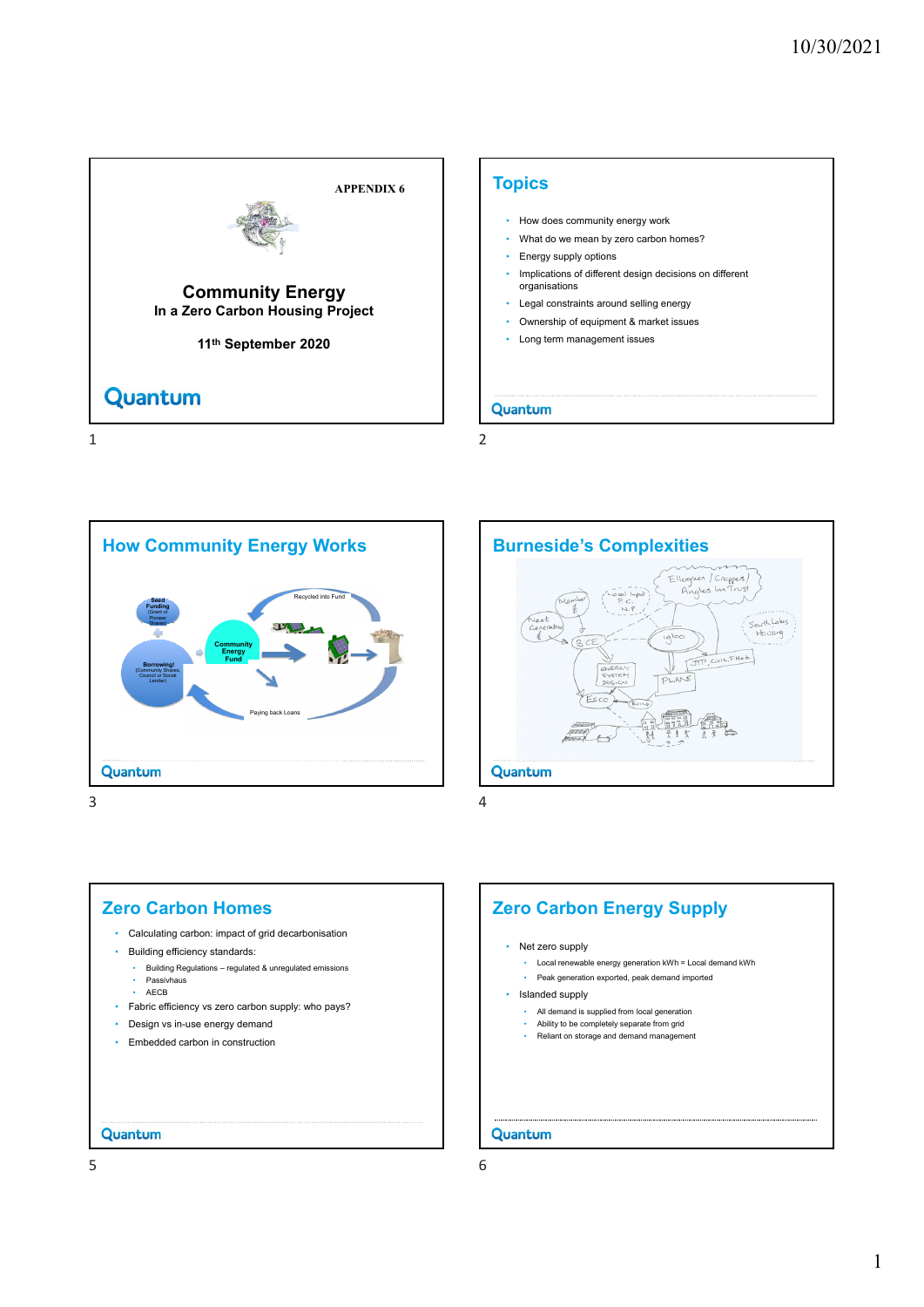APPENDIX 6

# Community Energy

**In a Zero Carbon Housing Project**

**11th September 2020**

Quantum

## Topics

- How does community energy work
- What do we mean by zero carbon homes?
- Energy supply options
- Implications of different design decisions on different organisations
- Legal constraints around selling energy
- Ownership of equipment & market issues
- Long term management issues

Quantum

## How Community Energy Works

Seed Funding (Grant or Pioneer Shares)

Borrowing! (Community Shares, Council or Social Lender)

Community Energy Fund

Recycled into Fund

Paying back Loans

Quantum

## Burneside's Complexities

Quantum

## Zero Carbon Homes

- Calculating carbon: impact of grid decarbonisation
- Building efficiency standards:
  - Building Regulations – regulated & unregulated emissions
  - Passivhaus
  - AECB
- Fabric efficiency vs zero carbon supply: who pays?
- Design vs in-use energy demand
- Embedded carbon in construction

Quantum

## Zero Carbon Energy Supply

- Net zero supply
  - Local renewable energy generation kWh = Local demand kWh
  - Peak generation exported, peak demand imported
- Islanded supply
  - All demand is supplied from local generation
  - Ability to be completely separate from grid
  - Reliant on storage and demand management

Quantum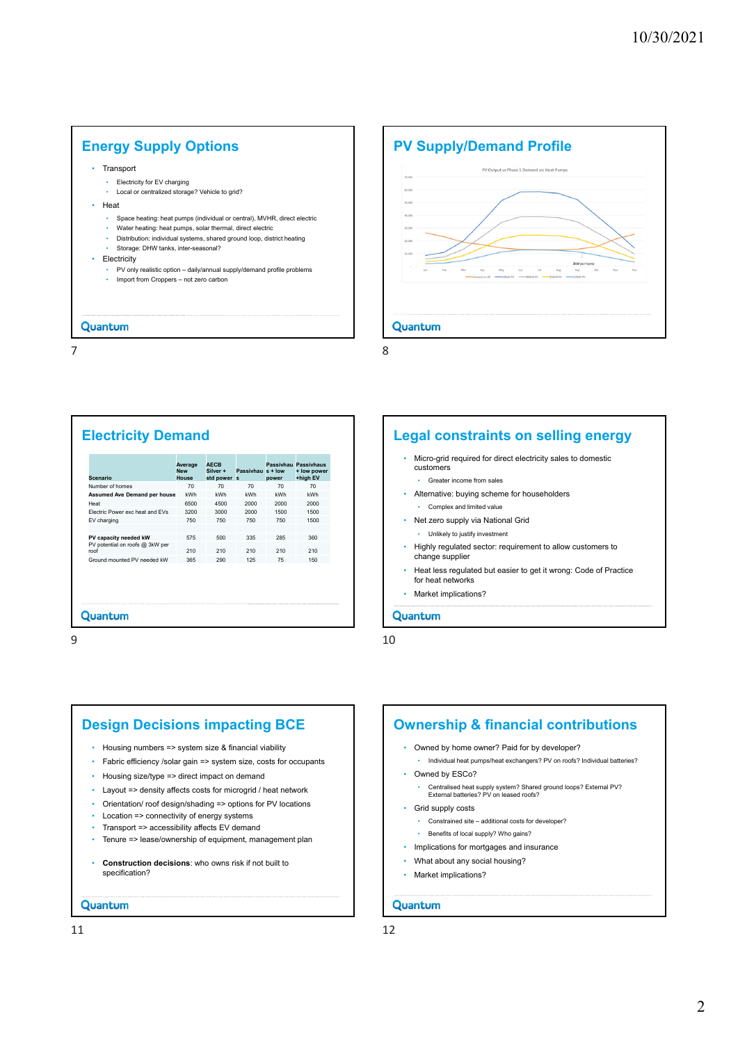## Energy Supply Options

- Transport
  - Electricity for EV charging
  - Local or centralized storage? Vehicle to grid?
- Heat
  - Space heating: heat pumps (individual or central), MVHR, direct electric
  - Water heating: heat pumps, solar thermal, direct electric
  - Distribution: individual systems, shared ground loop, district heating
  - Storage: DHW tanks, inter-seasonal?
- Electricity
  - PV only realistic option – daily/annual supply/demand profile problems
  - Import from Croppers – not zero carbon

Quantum

## PV Supply/Demand Profile

PV Output vs Phase 1 Demand inc Heat Pumps

Quantum

## Electricity Demand

| Scenario | Average New House | AECB Silver + std power | Passivhaus | Passivhaus + low power | Passivhaus + low power +high EV |
|---|---|---|---|---|---|
| Number of homes | 70 | 70 | 70 | 70 | 70 |
| **Assumed Ave Demand per house** | kWh | kWh | kWh | kWh | kWh |
| Heat | 6500 | 4500 | 2000 | 2000 | 2000 |
| Electric Power exc heat and EVs | 3200 | 3000 | 2000 | 1500 | 1500 |
| EV charging | 750 | 750 | 750 | 750 | 1500 |
| | | | | | |
| **PV capacity needed kW** | 575 | 500 | 335 | 285 | 360 |
| PV potential on roofs @ 3kW per roof | 210 | 210 | 210 | 210 | 210 |
| Ground mounted PV needed kW | 365 | 290 | 125 | 75 | 150 |

Quantum

## Legal constraints on selling energy

- Micro-grid required for direct electricity sales to domestic customers
  - Greater income from sales
- Alternative: buying scheme for householders
  - Complex and limited value
- Net zero supply via National Grid
  - Unlikely to justify investment
- Highly regulated sector: requirement to allow customers to change supplier
- Heat less regulated but easier to get it wrong: Code of Practice for heat networks
- Market implications?

Quantum

## Design Decisions impacting BCE

- Housing numbers => system size & financial viability
- Fabric efficiency /solar gain => system size, costs for occupants
- Housing size/type => direct impact on demand
- Layout => density affects costs for microgrid / heat network
- Orientation/ roof design/shading => options for PV locations
- Location => connectivity of energy systems
- Transport => accessibility affects EV demand
- Tenure => lease/ownership of equipment, management plan
- **Construction decisions**: who owns risk if not built to specification?

Quantum

## Ownership & financial contributions

- Owned by home owner? Paid for by developer?
  - Individual heat pumps/heat exchangers? PV on roofs? Individual batteries?
- Owned by ESCo?
  - Centralised heat supply system? Shared ground loops? External PV? External batteries? PV on leased roofs?
- Grid supply costs
  - Constrained site – additional costs for developer?
  - Benefits of local supply? Who gains?
- Implications for mortgages and insurance
- What about any social housing?
- Market implications?

Quantum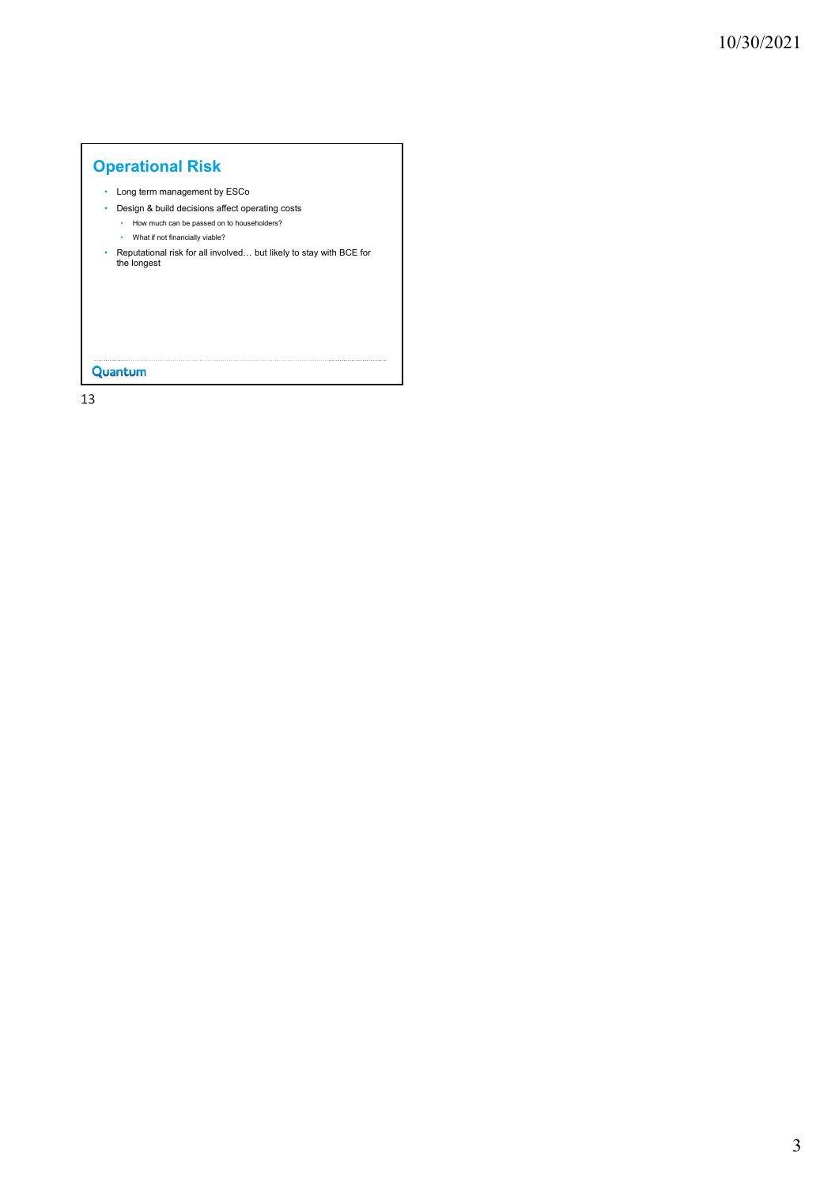## Operational Risk

- Long term management by ESCo
- Design & build decisions affect operating costs
  - How much can be passed on to householders?
  - What if not financially viable?
- Reputational risk for all involved… but likely to stay with BCE for the longest

Quantum

13